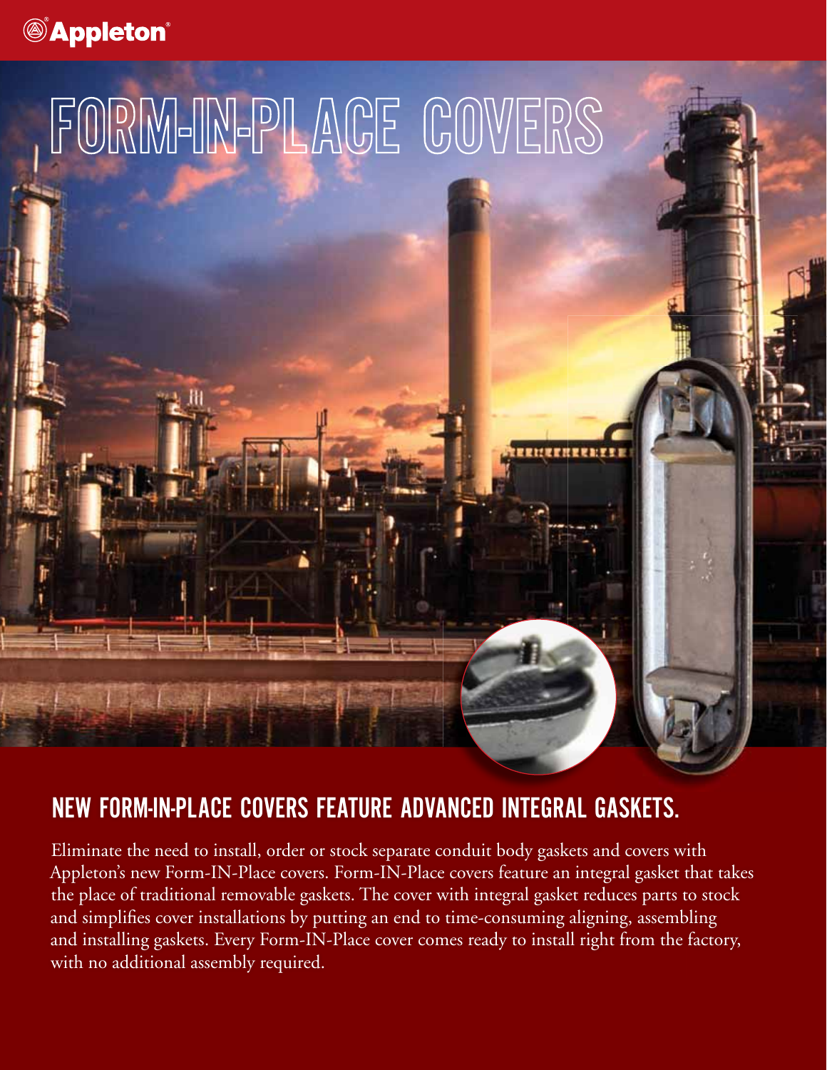Appleton®

# FORM-IN-PLACE COVERS

## NEW FORM-IN-PLACE COVERS FEATURE ADVANCED INTEGRAL GASKETS.

Eliminate the need to install, order or stock separate conduit body gaskets and covers with Appleton's new Form-IN-Place covers. Form-IN-Place covers feature an integral gasket that takes the place of traditional removable gaskets. The cover with integral gasket reduces parts to stock and simplifies cover installations by putting an end to time-consuming aligning, assembling and installing gaskets. Every Form-IN-Place cover comes ready to install right from the factory, with no additional assembly required.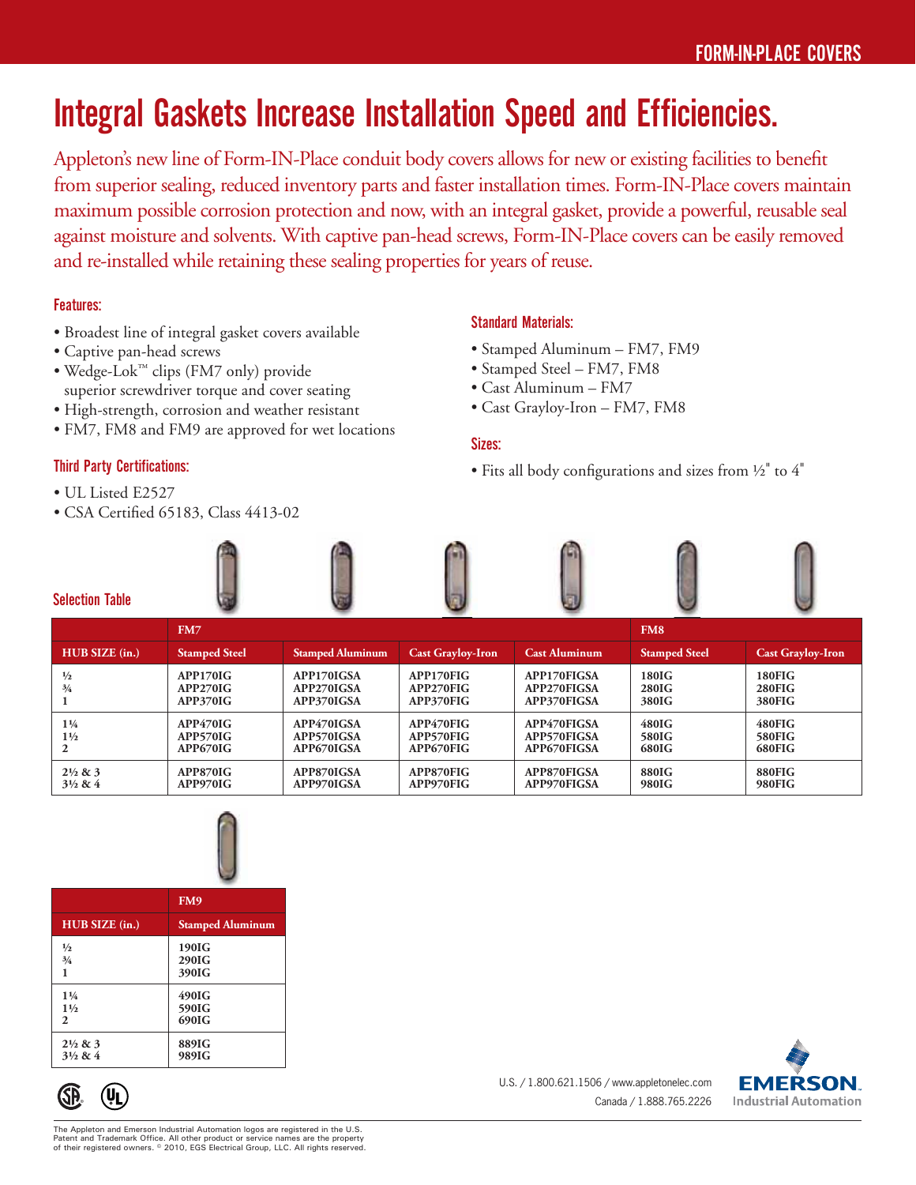# Integral Gaskets Increase Installation Speed and Efficiencies.

Appleton's new line of Form-IN-Place conduit body covers allows for new or existing facilities to benefit from superior sealing, reduced inventory parts and faster installation times. Form-IN-Place covers maintain maximum possible corrosion protection and now, with an integral gasket, provide a powerful, reusable seal against moisture and solvents. With captive pan-head screws, Form-IN-Place covers can be easily removed and re-installed while retaining these sealing properties for years of reuse.

### Features:

- Broadest line of integral gasket covers available
- Captive pan-head screws
- Wedge-Lok™ clips (FM7 only) provide superior screwdriver torque and cover seating
- High-strength, corrosion and weather resistant
- FM7, FM8 and FM9 are approved for wet locations

### Third Party Certifications:

- UL Listed E2527
- CSA Certified 65183, Class 4413-02

### Standard Materials:

- Stamped Aluminum – FM7, FM9
- Stamped Steel – FM7, FM8
- Cast Aluminum – FM7
- Cast Grayloy-Iron – FM7, FM8

### Sizes:

- Fits all body configurations and sizes from ½" to 4"

### Selection Table

| | FM7 | | | | FM8 | |
|---|---|---|---|---|---|---|
| **HUB SIZE (in.)** | **Stamped Steel** | **Stamped Aluminum** | **Cast Grayloy-Iron** | **Cast Aluminum** | **Stamped Steel** | **Cast Grayloy-Iron** |
| ½<br>¾<br>1 | APP170IG<br>APP270IG<br>APP370IG | APP170IGSA<br>APP270IGSA<br>APP370IGSA | APP170FIG<br>APP270FIG<br>APP370FIG | APP170FIGSA<br>APP270FIGSA<br>APP370FIGSA | 180IG<br>280IG<br>380IG | 180FIG<br>280FIG<br>380FIG |
| 1¼<br>1½<br>2 | APP470IG<br>APP570IG<br>APP670IG | APP470IGSA<br>APP570IGSA<br>APP670IGSA | APP470FIG<br>APP570FIG<br>APP670FIG | APP470FIGSA<br>APP570FIGSA<br>APP670FIGSA | 480IG<br>580IG<br>680IG | 480FIG<br>580FIG<br>680FIG |
| 2½ & 3<br>3½ & 4 | APP870IG<br>APP970IG | APP870IGSA<br>APP970IGSA | APP870FIG<br>APP970FIG | APP870FIGSA<br>APP970FIGSA | 880IG<br>980IG | 880FIG<br>980FIG |

| | FM9 |
|---|---|
| **HUB SIZE (in.)** | **Stamped Aluminum** |
| ½<br>¾<br>1 | 190IG<br>290IG<br>390IG |
| 1¼<br>1½<br>2 | 490IG<br>590IG<br>690IG |
| 2½ & 3<br>3½ & 4 | 889IG<br>989IG |

U.S. / 1.800.621.1506 / www.appletonelec.com
Canada / 1.888.765.2226

EMERSON. Industrial Automation

The Appleton and Emerson Industrial Automation logos are registered in the U.S. Patent and Trademark Office. All other product or service names are the property of their registered owners. © 2010, EGS Electrical Group, LLC. All rights reserved.